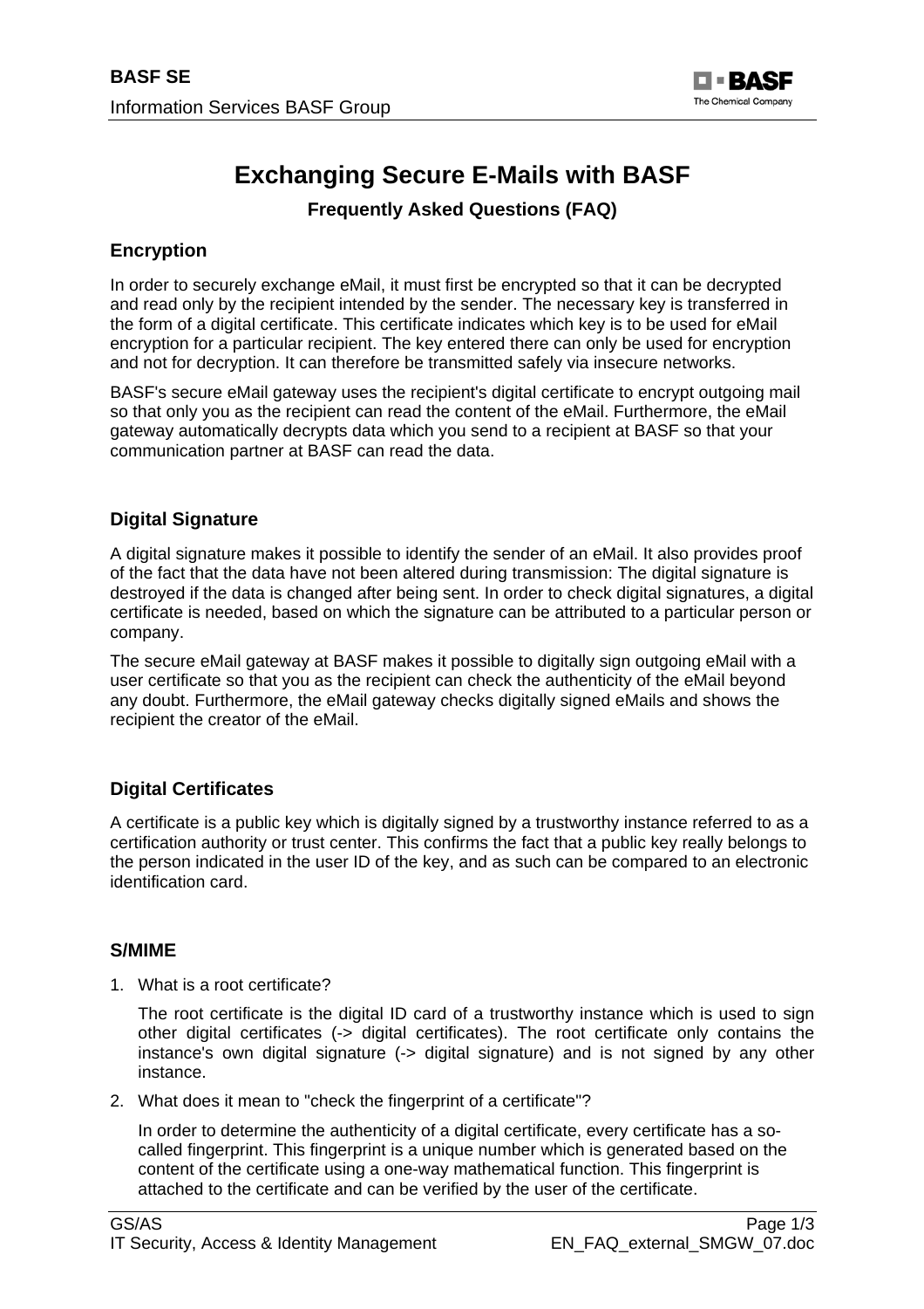# Exchanging Secure E-Mails with BASF

### Frequently Asked Questions (FAQ)

## Encryption

In order to securely exchange eMail, it must first be encrypted so that it can be decrypted and read only by the recipient intended by the sender. The necessary key is transferred in the form of a digital certificate. This certificate indicates which key is to be used for eMail encryption for a particular recipient. The key entered there can only be used for encryption and not for decryption. It can therefore be transmitted safely via insecure networks.

BASF's secure eMail gateway uses the recipient's digital certificate to encrypt outgoing mail so that only you as the recipient can read the content of the eMail. Furthermore, the eMail gateway automatically decrypts data which you send to a recipient at BASF so that your communication partner at BASF can read the data.

## Digital Signature

A digital signature makes it possible to identify the sender of an eMail. It also provides proof of the fact that the data have not been altered during transmission: The digital signature is destroyed if the data is changed after being sent. In order to check digital signatures, a digital certificate is needed, based on which the signature can be attributed to a particular person or company.

The secure eMail gateway at BASF makes it possible to digitally sign outgoing eMail with a user certificate so that you as the recipient can check the authenticity of the eMail beyond any doubt. Furthermore, the eMail gateway checks digitally signed eMails and shows the recipient the creator of the eMail.

## Digital Certificates

A certificate is a public key which is digitally signed by a trustworthy instance referred to as a certification authority or trust center. This confirms the fact that a public key really belongs to the person indicated in the user ID of the key, and as such can be compared to an electronic identification card.

## S/MIME

1. What is a root certificate?

   The root certificate is the digital ID card of a trustworthy instance which is used to sign other digital certificates (-> digital certificates). The root certificate only contains the instance's own digital signature (-> digital signature) and is not signed by any other instance.

2. What does it mean to "check the fingerprint of a certificate"?

   In order to determine the authenticity of a digital certificate, every certificate has a so-called fingerprint. This fingerprint is a unique number which is generated based on the content of the certificate using a one-way mathematical function. This fingerprint is attached to the certificate and can be verified by the user of the certificate.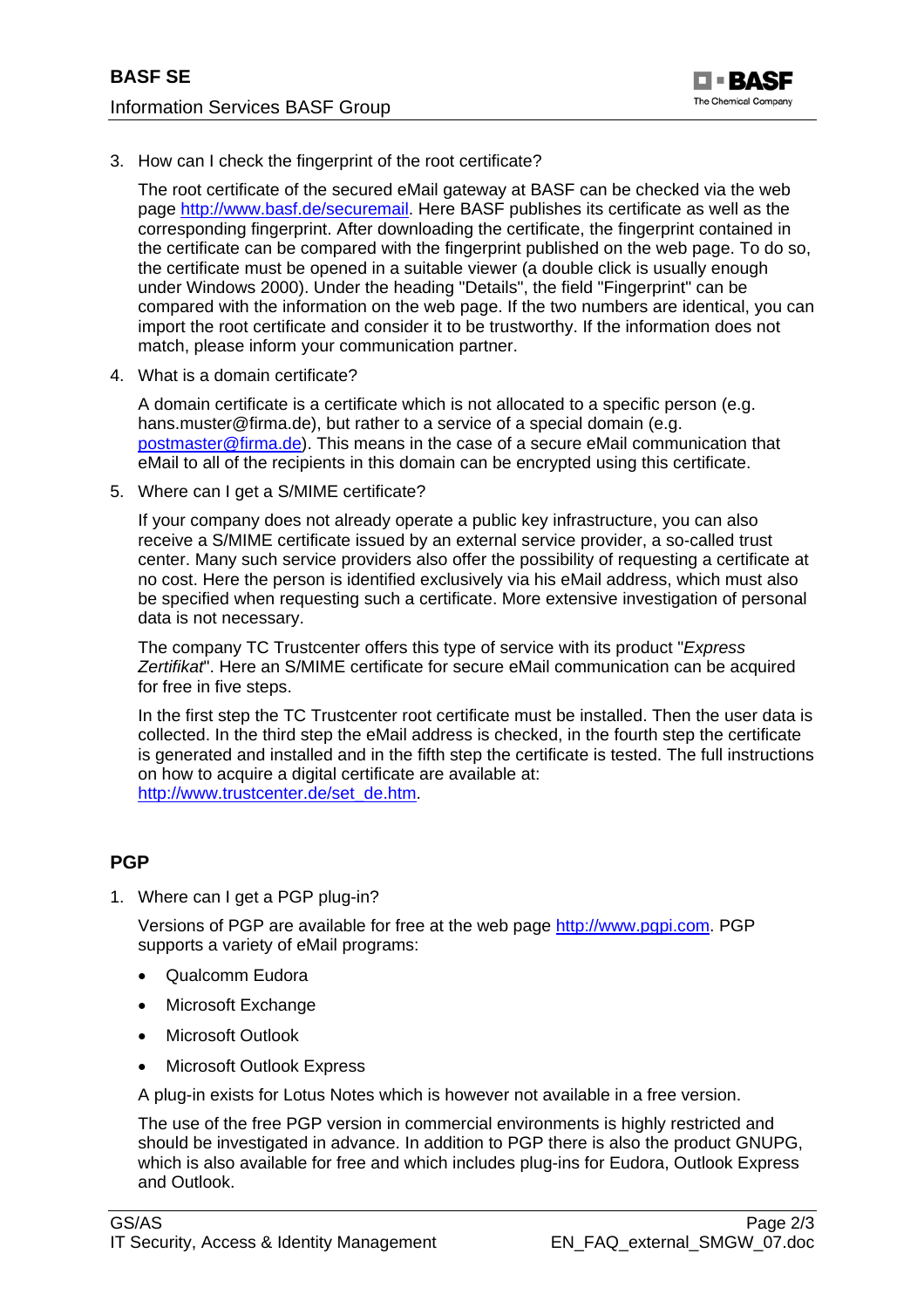3. How can I check the fingerprint of the root certificate?

   The root certificate of the secured eMail gateway at BASF can be checked via the web page [http://www.basf.de/securemail](http://www.basf.de/securemail). Here BASF publishes its certificate as well as the corresponding fingerprint. After downloading the certificate, the fingerprint contained in the certificate can be compared with the fingerprint published on the web page. To do so, the certificate must be opened in a suitable viewer (a double click is usually enough under Windows 2000). Under the heading "Details", the field "Fingerprint" can be compared with the information on the web page. If the two numbers are identical, you can import the root certificate and consider it to be trustworthy. If the information does not match, please inform your communication partner.

4. What is a domain certificate?

   A domain certificate is a certificate which is not allocated to a specific person (e.g. hans.muster@firma.de), but rather to a service of a special domain (e.g. [postmaster@firma.de](mailto:postmaster@firma.de)). This means in the case of a secure eMail communication that eMail to all of the recipients in this domain can be encrypted using this certificate.

5. Where can I get a S/MIME certificate?

   If your company does not already operate a public key infrastructure, you can also receive a S/MIME certificate issued by an external service provider, a so-called trust center. Many such service providers also offer the possibility of requesting a certificate at no cost. Here the person is identified exclusively via his eMail address, which must also be specified when requesting such a certificate. More extensive investigation of personal data is not necessary.

   The company TC Trustcenter offers this type of service with its product "*Express Zertifikat*". Here an S/MIME certificate for secure eMail communication can be acquired for free in five steps.

   In the first step the TC Trustcenter root certificate must be installed. Then the user data is collected. In the third step the eMail address is checked, in the fourth step the certificate is generated and installed and in the fifth step the certificate is tested. The full instructions on how to acquire a digital certificate are available at: [http://www.trustcenter.de/set_de.htm](http://www.trustcenter.de/set_de.htm).

## PGP

1. Where can I get a PGP plug-in?

   Versions of PGP are available for free at the web page [http://www.pgpi.com](http://www.pgpi.com). PGP supports a variety of eMail programs:

   - Qualcomm Eudora
   - Microsoft Exchange
   - Microsoft Outlook
   - Microsoft Outlook Express

   A plug-in exists for Lotus Notes which is however not available in a free version.

   The use of the free PGP version in commercial environments is highly restricted and should be investigated in advance. In addition to PGP there is also the product GNUPG, which is also available for free and which includes plug-ins for Eudora, Outlook Express and Outlook.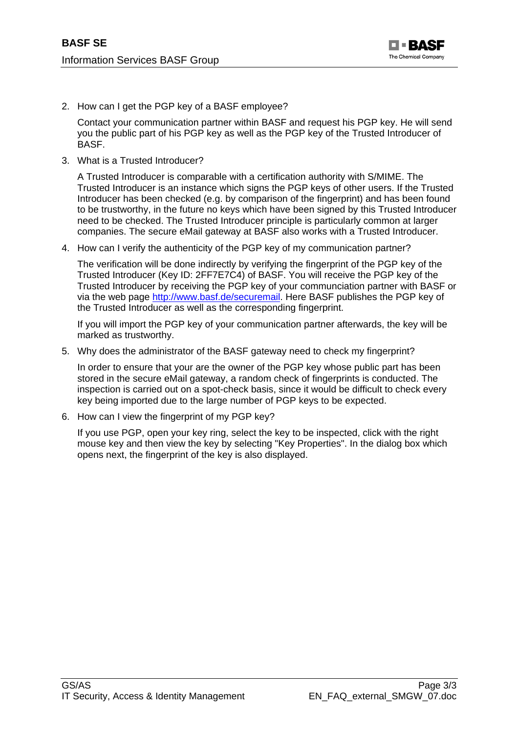2. How can I get the PGP key of a BASF employee?

   Contact your communication partner within BASF and request his PGP key. He will send you the public part of his PGP key as well as the PGP key of the Trusted Introducer of BASF.

3. What is a Trusted Introducer?

   A Trusted Introducer is comparable with a certification authority with S/MIME. The Trusted Introducer is an instance which signs the PGP keys of other users. If the Trusted Introducer has been checked (e.g. by comparison of the fingerprint) and has been found to be trustworthy, in the future no keys which have been signed by this Trusted Introducer need to be checked. The Trusted Introducer principle is particularly common at larger companies. The secure eMail gateway at BASF also works with a Trusted Introducer.

4. How can I verify the authenticity of the PGP key of my communication partner?

   The verification will be done indirectly by verifying the fingerprint of the PGP key of the Trusted Introducer (Key ID: 2FF7E7C4) of BASF. You will receive the PGP key of the Trusted Introducer by receiving the PGP key of your communciation partner with BASF or via the web page [http://www.basf.de/securemail](http://www.basf.de/securemail). Here BASF publishes the PGP key of the Trusted Introducer as well as the corresponding fingerprint.

   If you will import the PGP key of your communication partner afterwards, the key will be marked as trustworthy.

5. Why does the administrator of the BASF gateway need to check my fingerprint?

   In order to ensure that your are the owner of the PGP key whose public part has been stored in the secure eMail gateway, a random check of fingerprints is conducted. The inspection is carried out on a spot-check basis, since it would be difficult to check every key being imported due to the large number of PGP keys to be expected.

6. How can I view the fingerprint of my PGP key?

   If you use PGP, open your key ring, select the key to be inspected, click with the right mouse key and then view the key by selecting "Key Properties". In the dialog box which opens next, the fingerprint of the key is also displayed.